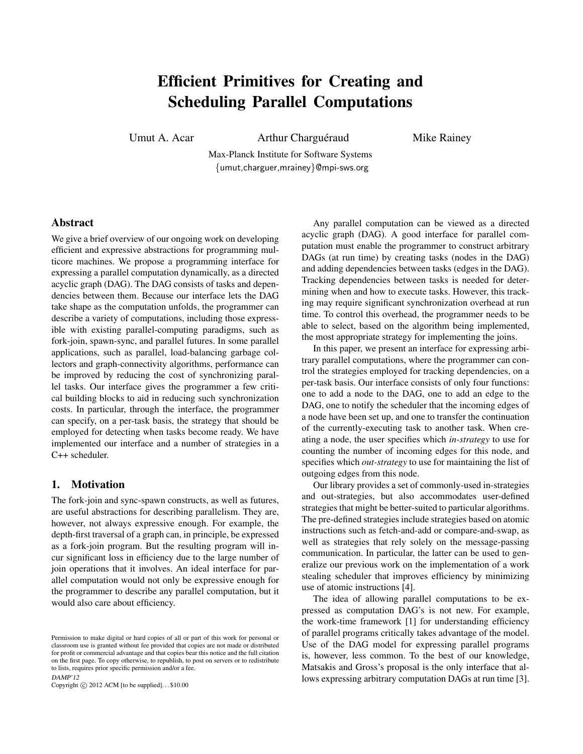# Efficient Primitives for Creating and Scheduling Parallel Computations

Umut A. Acar    Arthur Charguéraud    Mike Rainey

Max-Planck Institute for Software Systems
{umut,charguer,mrainey}@mpi-sws.org

## Abstract

We give a brief overview of our ongoing work on developing efficient and expressive abstractions for programming multicore machines. We propose a programming interface for expressing a parallel computation dynamically, as a directed acyclic graph (DAG). The DAG consists of tasks and dependencies between them. Because our interface lets the DAG take shape as the computation unfolds, the programmer can describe a variety of computations, including those expressible with existing parallel-computing paradigms, such as fork-join, spawn-sync, and parallel futures. In some parallel applications, such as parallel, load-balancing garbage collectors and graph-connectivity algorithms, performance can be improved by reducing the cost of synchronizing parallel tasks. Our interface gives the programmer a few critical building blocks to aid in reducing such synchronization costs. In particular, through the interface, the programmer can specify, on a per-task basis, the strategy that should be employed for detecting when tasks become ready. We have implemented our interface and a number of strategies in a C++ scheduler.

## 1. Motivation

The fork-join and sync-spawn constructs, as well as futures, are useful abstractions for describing parallelism. They are, however, not always expressive enough. For example, the depth-first traversal of a graph can, in principle, be expressed as a fork-join program. But the resulting program will incur significant loss in efficiency due to the large number of join operations that it involves. An ideal interface for parallel computation would not only be expressive enough for the programmer to describe any parallel computation, but it would also care about efficiency.

Any parallel computation can be viewed as a directed acyclic graph (DAG). A good interface for parallel computation must enable the programmer to construct arbitrary DAGs (at run time) by creating tasks (nodes in the DAG) and adding dependencies between tasks (edges in the DAG). Tracking dependencies between tasks is needed for determining when and how to execute tasks. However, this tracking may require significant synchronization overhead at run time. To control this overhead, the programmer needs to be able to select, based on the algorithm being implemented, the most appropriate strategy for implementing the joins.

In this paper, we present an interface for expressing arbitrary parallel computations, where the programmer can control the strategies employed for tracking dependencies, on a per-task basis. Our interface consists of only four functions: one to add a node to the DAG, one to add an edge to the DAG, one to notify the scheduler that the incoming edges of a node have been set up, and one to transfer the continuation of the currently-executing task to another task. When creating a node, the user specifies which *in-strategy* to use for counting the number of incoming edges for this node, and specifies which *out-strategy* to use for maintaining the list of outgoing edges from this node.

Our library provides a set of commonly-used in-strategies and out-strategies, but also accommodates user-defined strategies that might be better-suited to particular algorithms. The pre-defined strategies include strategies based on atomic instructions such as fetch-and-add or compare-and-swap, as well as strategies that rely solely on the message-passing communication. In particular, the latter can be used to generalize our previous work on the implementation of a work stealing scheduler that improves efficiency by minimizing use of atomic instructions [4].

The idea of allowing parallel computations to be expressed as computation DAG's is not new. For example, the work-time framework [1] for understanding efficiency of parallel programs critically takes advantage of the model. Use of the DAG model for expressing parallel programs is, however, less common. To the best of our knowledge, Matsakis and Gross's proposal is the only interface that allows expressing arbitrary computation DAGs at run time [3].

Permission to make digital or hard copies of all or part of this work for personal or classroom use is granted without fee provided that copies are not made or distributed for profit or commercial advantage and that copies bear this notice and the full citation on the first page. To copy otherwise, to republish, to post on servers or to redistribute to lists, requires prior specific permission and/or a fee.
*DAMP'12*
Copyright © 2012 ACM [to be supplied]...$10.00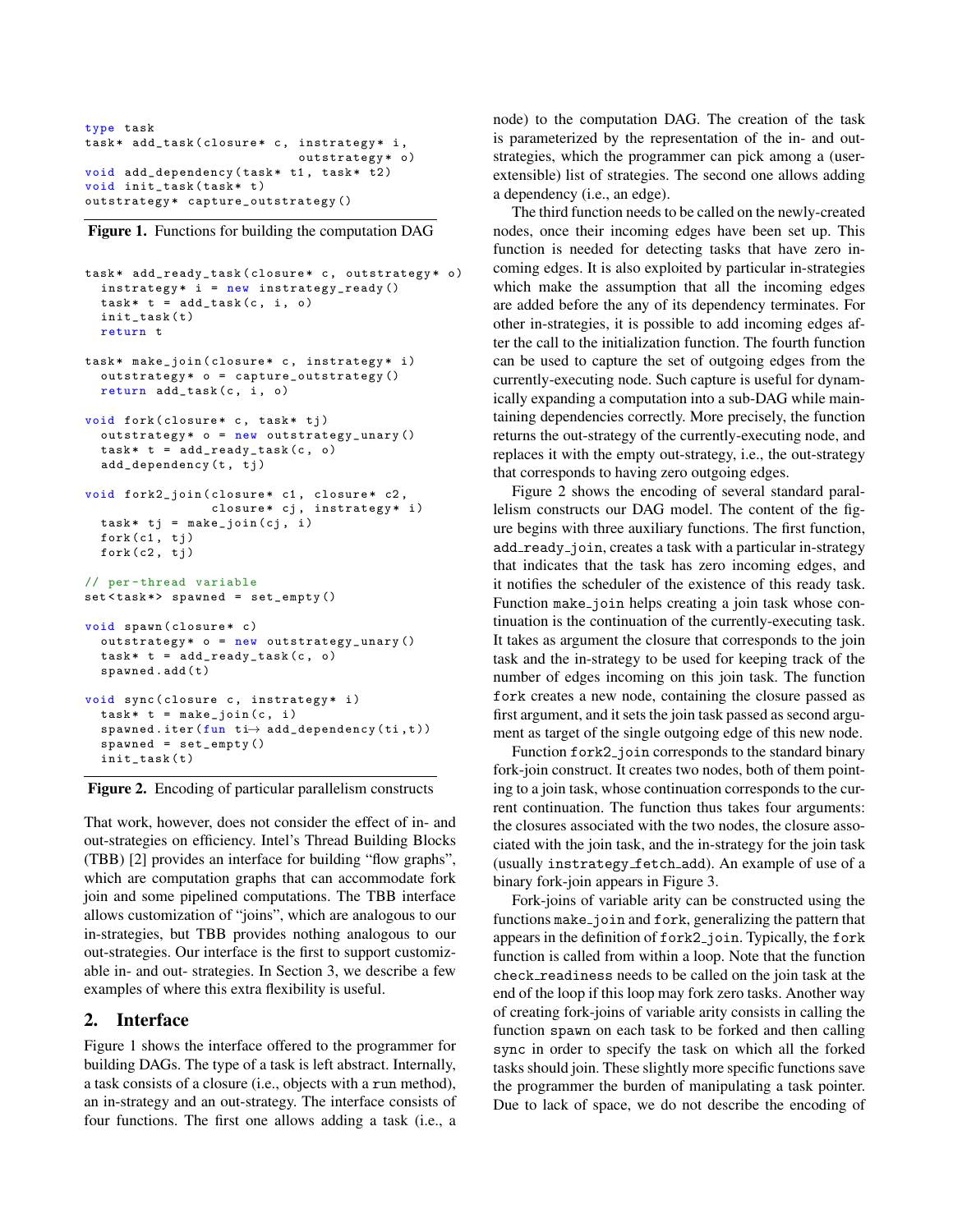```
type task
task* add_task(closure* c, instrategy* i,
                           outstrategy* o)
void add_dependency(task* t1, task* t2)
void init_task(task* t)
outstrategy* capture_outstrategy()
```

**Figure 1.** Functions for building the computation DAG

```
task* add_ready_task(closure* c, outstrategy* o)
  instrategy* i = new instrategy_ready()
  task* t = add_task(c, i, o)
  init_task(t)
  return t

task* make_join(closure* c, instrategy* i)
  outstrategy* o = capture_outstrategy()
  return add_task(c, i, o)

void fork(closure* c, task* tj)
  outstrategy* o = new outstrategy_unary()
  task* t = add_ready_task(c, o)
  add_dependency(t, tj)

void fork2_join(closure* c1, closure* c2,
                closure* cj, instrategy* i)
  task* tj = make_join(cj, i)
  fork(c1, tj)
  fork(c2, tj)

// per-thread variable
set<task*> spawned = set_empty()

void spawn(closure* c)
  outstrategy* o = new outstrategy_unary()
  task* t = add_ready_task(c, o)
  spawned.add(t)

void sync(closure c, instrategy* i)
  task* t = make_join(c, i)
  spawned.iter(fun ti→ add_dependency(ti,t))
  spawned = set_empty()
  init_task(t)
```

**Figure 2.** Encoding of particular parallelism constructs

That work, however, does not consider the effect of in- and out-strategies on efficiency. Intel's Thread Building Blocks (TBB) [2] provides an interface for building "flow graphs", which are computation graphs that can accommodate fork join and some pipelined computations. The TBB interface allows customization of "joins", which are analogous to our in-strategies, but TBB provides nothing analogous to our out-strategies. Our interface is the first to support customizable in- and out- strategies. In Section 3, we describe a few examples of where this extra flexibility is useful.

## 2. Interface

Figure 1 shows the interface offered to the programmer for building DAGs. The type of a task is left abstract. Internally, a task consists of a closure (i.e., objects with a `run` method), an in-strategy and an out-strategy. The interface consists of four functions. The first one allows adding a task (i.e., a node) to the computation DAG. The creation of the task is parameterized by the representation of the in- and out-strategies, which the programmer can pick among a (user-extensible) list of strategies. The second one allows adding a dependency (i.e., an edge).

The third function needs to be called on the newly-created nodes, once their incoming edges have been set up. This function is needed for detecting tasks that have zero incoming edges. It is also exploited by particular in-strategies which make the assumption that all the incoming edges are added before the any of its dependency terminates. For other in-strategies, it is possible to add incoming edges after the call to the initialization function. The fourth function can be used to capture the set of outgoing edges from the currently-executing node. Such capture is useful for dynamically expanding a computation into a sub-DAG while maintaining dependencies correctly. More precisely, the function returns the out-strategy of the currently-executing node, and replaces it with the empty out-strategy, i.e., the out-strategy that corresponds to having zero outgoing edges.

Figure 2 shows the encoding of several standard parallelism constructs our DAG model. The content of the figure begins with three auxiliary functions. The first function, `add_ready_join`, creates a task with a particular in-strategy that indicates that the task has zero incoming edges, and it notifies the scheduler of the existence of this ready task. Function `make_join` helps creating a join task whose continuation is the continuation of the currently-executing task. It takes as argument the closure that corresponds to the join task and the in-strategy to be used for keeping track of the number of edges incoming on this join task. The function `fork` creates a new node, containing the closure passed as first argument, and it sets the join task passed as second argument as target of the single outgoing edge of this new node.

Function `fork2_join` corresponds to the standard binary fork-join construct. It creates two nodes, both of them pointing to a join task, whose continuation corresponds to the current continuation. The function thus takes four arguments: the closures associated with the two nodes, the closure associated with the join task, and the in-strategy for the join task (usually `instrategy_fetch_add`). An example of use of a binary fork-join appears in Figure 3.

Fork-joins of variable arity can be constructed using the functions `make_join` and `fork`, generalizing the pattern that appears in the definition of `fork2_join`. Typically, the `fork` function is called from within a loop. Note that the function `check_readiness` needs to be called on the join task at the end of the loop if this loop may fork zero tasks. Another way of creating fork-joins of variable arity consists in calling the function `spawn` on each task to be forked and then calling `sync` in order to specify the task on which all the forked tasks should join. These slightly more specific functions save the programmer the burden of manipulating a task pointer. Due to lack of space, we do not describe the encoding of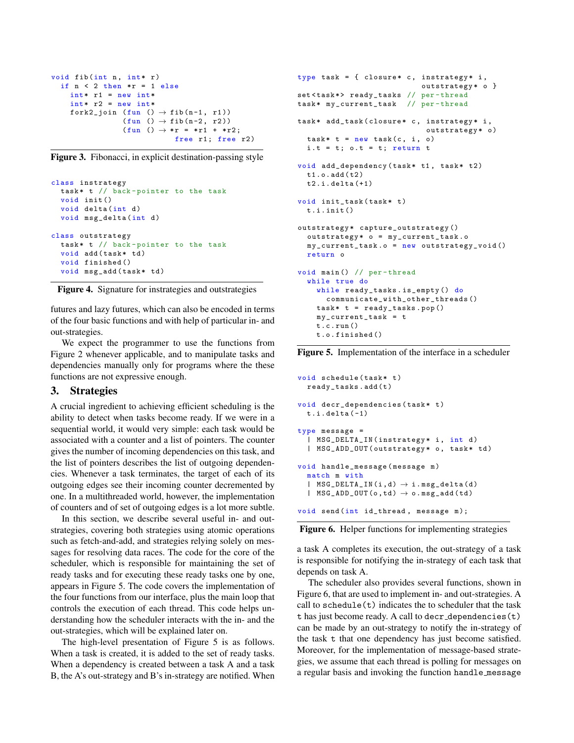```
void fib(int n, int* r)
  if n < 2 then *r = 1 else
    int* r1 = new int*
    int* r2 = new int*
    fork2_join (fun () → fib(n-1, r1))
               (fun () → fib(n-2, r2))
               (fun () → *r = *r1 + *r2;
                            free r1; free r2)
```

**Figure 3.** Fibonacci, in explicit destination-passing style

```
class instrategy
  task* t // back-pointer to the task
  void init()
  void delta(int d)
  void msg_delta(int d)

class outstrategy
  task* t // back-pointer to the task
  void add(task* td)
  void finished()
  void msg_add(task* td)
```

**Figure 4.** Signature for instrategies and outstrategies

futures and lazy futures, which can also be encoded in terms of the four basic functions and with help of particular in- and out-strategies.

We expect the programmer to use the functions from Figure 2 whenever applicable, and to manipulate tasks and dependencies manually only for programs where the these functions are not expressive enough.

## 3. Strategies

A crucial ingredient to achieving efficient scheduling is the ability to detect when tasks become ready. If we were in a sequential world, it would very simple: each task would be associated with a counter and a list of pointers. The counter gives the number of incoming dependencies on this task, and the list of pointers describes the list of outgoing dependencies. Whenever a task terminates, the target of each of its outgoing edges see their incoming counter decremented by one. In a multithreaded world, however, the implementation of counters and of set of outgoing edges is a lot more subtle.

In this section, we describe several useful in- and out-strategies, covering both strategies using atomic operations such as fetch-and-add, and strategies relying solely on messages for resolving data races. The code for the core of the scheduler, which is responsible for maintaining the set of ready tasks and for executing these ready tasks one by one, appears in Figure 5. The code covers the implementation of the four functions from our interface, plus the main loop that controls the execution of each thread. This code helps understanding how the scheduler interacts with the in- and the out-strategies, which will be explained later on.

The high-level presentation of Figure 5 is as follows. When a task is created, it is added to the set of ready tasks. When a dependency is created between a task A and a task B, the A's out-strategy and B's in-strategy are notified. When a task A completes its execution, the out-strategy of a task is responsible for notifying the in-strategy of each task that depends on task A.

```
type task = { closure* c, instrategy* i,
                          outstrategy* o }

set<task*> ready_tasks // per-thread
task* my_current_task  // per-thread

task* add_task(closure* c, instrategy* i,
                           outstrategy* o)
  task* t = new task(c, i, o)
  i.t = t; o.t = t; return t

void add_dependency(task* t1, task* t2)
  t1.o.add(t2)
  t2.i.delta(+1)

void init_task(task* t)
  t.i.init()

outstrategy* capture_outstrategy()
  outstrategy* o = my_current_task.o
  my_current_task.o = new outstrategy_void()
  return o

void main() // per-thread
  while true do
    while ready_tasks.is_empty() do
      communicate_with_other_threads()
    task* t = ready_tasks.pop()
    my_current_task = t
    t.c.run()
    t.o.finished()
```

**Figure 5.** Implementation of the interface in a scheduler

```
void schedule(task* t)
  ready_tasks.add(t)

void decr_dependencies(task* t)
  t.i.delta(-1)

type message =
  | MSG_DELTA_IN(instrategy* i, int d)
  | MSG_ADD_OUT(outstrategy* o, task* td)

void handle_message(message m)
  match m with
  | MSG_DELTA_IN(i,d) → i.msg_delta(d)
  | MSG_ADD_OUT(o,td) → o.msg_add(td)

void send(int id_thread, message m);
```

**Figure 6.** Helper functions for implementing strategies

The scheduler also provides several functions, shown in Figure 6, that are used to implement in- and out-strategies. A call to `schedule(t)` indicates the to scheduler that the task `t` has just become ready. A call to `decr_dependencies(t)` can be made by an out-strategy to notify the in-strategy of the task `t` that one dependency has just become satisfied. Moreover, for the implementation of message-based strategies, we assume that each thread is polling for messages on a regular basis and invoking the function `handle_message`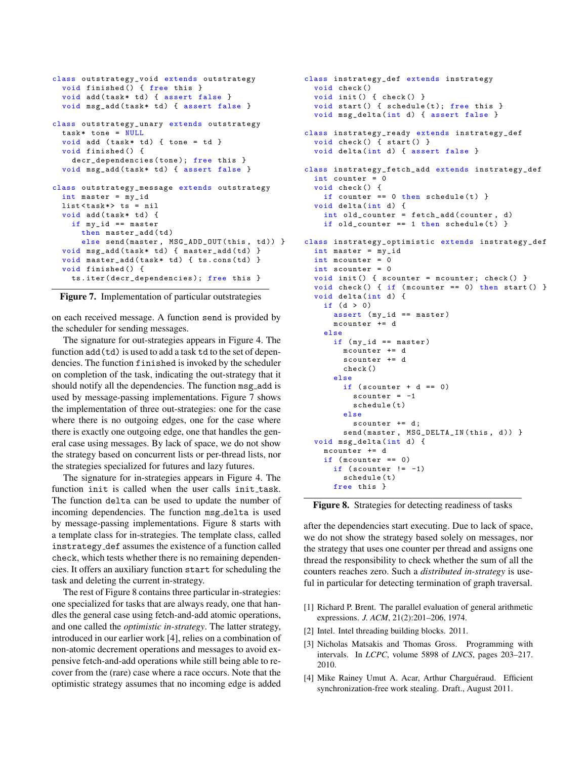```
class outstrategy_void extends outstrategy
  void finished() { free this }
  void add(task* td) { assert false }
  void msg_add(task* td) { assert false }

class outstrategy_unary extends outstrategy
  task* tone = NULL
  void add (task* td) { tone = td }
  void finished() {
    decr_dependencies(tone); free this }
  void msg_add(task* td) { assert false }

class outstrategy_message extends outstrategy
  int master = my_id
  list<task*> ts = nil
  void add(task* td) {
    if my_id == master
      then master_add(td)
      else send(master, MSG_ADD_OUT(this, td)) }
  void msg_add(task* td) { master_add(td) }
  void master_add(task* td) { ts.cons(td) }
  void finished() {
    ts.iter(decr_dependencies); free this }
```

**Figure 7.** Implementation of particular outstrategies

on each received message. A function `send` is provided by the scheduler for sending messages.

The signature for out-strategies appears in Figure 4. The function `add(td)` is used to add a task `td` to the set of dependencies. The function `finished` is invoked by the scheduler on completion of the task, indicating the out-strategy that it should notify all the dependencies. The function `msg_add` is used by message-passing implementations. Figure 7 shows the implementation of three out-strategies: one for the case where there is no outgoing edges, one for the case where there is exactly one outgoing edge, one that handles the general case using messages. By lack of space, we do not show the strategy based on concurrent lists or per-thread lists, nor the strategies specialized for futures and lazy futures.

The signature for in-strategies appears in Figure 4. The function `init` is called when the user calls `init_task`. The function `delta` can be used to update the number of incoming dependencies. The function `msg_delta` is used by message-passing implementations. Figure 8 starts with a template class for in-strategies. The template class, called `instrategy_def` assumes the existence of a function called `check`, which tests whether there is no remaining dependencies. It offers an auxiliary function `start` for scheduling the task and deleting the current in-strategy.

The rest of Figure 8 contains three particular in-strategies: one specialized for tasks that are always ready, one that handles the general case using fetch-and-add atomic operations, and one called the *optimistic in-strategy*. The latter strategy, introduced in our earlier work [4], relies on a combination of non-atomic decrement operations and messages to avoid expensive fetch-and-add operations while still being able to recover from the (rare) case where a race occurs. Note that the optimistic strategy assumes that no incoming edge is added after the dependencies start executing. Due to lack of space, we do not show the strategy based solely on messages, nor the strategy that uses one counter per thread and assigns one thread the responsibility to check whether the sum of all the counters reaches zero. Such a *distributed in-strategy* is useful in particular for detecting termination of graph traversal.

```
class instrategy_def extends instrategy
  void check()
  void init() { check() }
  void start() { schedule(t); free this }
  void msg_delta(int d) { assert false }

class instrategy_ready extends instrategy_def
  void check() { start() }
  void delta(int d) { assert false }

class instrategy_fetch_add extends instrategy_def
  int counter = 0
  void check() {
    if counter == 0 then schedule(t) }
  void delta(int d) {
    int old_counter = fetch_add(counter, d)
    if old_counter == 1 then schedule(t) }

class instrategy_optimistic extends instrategy_def
  int master = my_id
  int mcounter = 0
  int scounter = 0
  void init() { scounter = mcounter; check() }
  void check() { if (mcounter == 0) then start() }
  void delta(int d) {
    if (d > 0)
      assert (my_id == master)
      mcounter += d
    else
      if (my_id == master)
        mcounter += d
        scounter += d
        check()
      else
        if (scounter + d == 0)
          scounter = -1
          schedule(t)
        else
          scounter += d;
        send(master, MSG_DELTA_IN(this, d)) }
  void msg_delta(int d) {
    mcounter += d
    if (mcounter == 0)
      if (scounter != -1)
        schedule(t)
      free this }
```

**Figure 8.** Strategies for detecting readiness of tasks

[1] Richard P. Brent. The parallel evaluation of general arithmetic expressions. *J. ACM*, 21(2):201–206, 1974.

[2] Intel. Intel threading building blocks. 2011.

[3] Nicholas Matsakis and Thomas Gross. Programming with intervals. In *LCPC*, volume 5898 of *LNCS*, pages 203–217. 2010.

[4] Mike Rainey Umut A. Acar, Arthur Charguéraud. Efficient synchronization-free work stealing. Draft., August 2011.